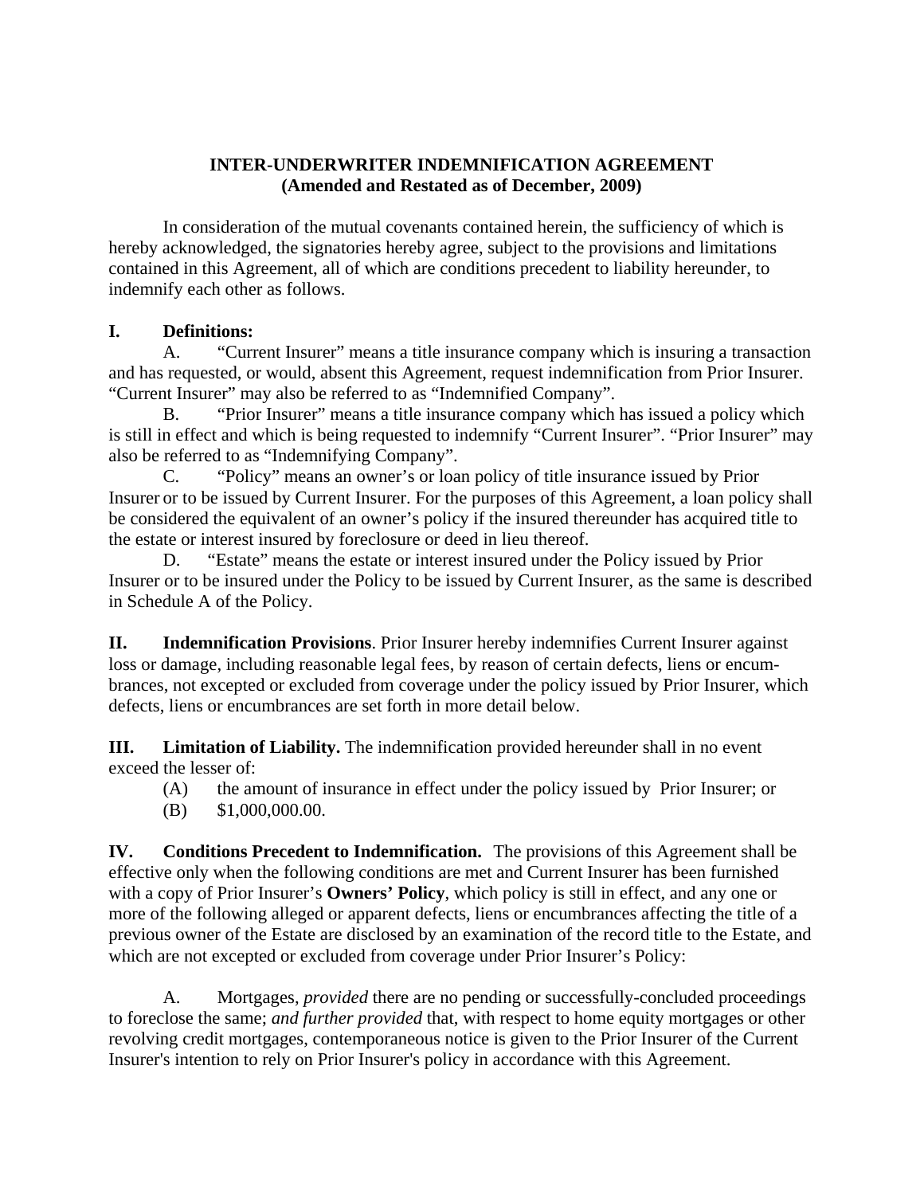# INTER-UNDERWRITER INDEMNIFICATION AGREEMENT
## (Amended and Restated as of December, 2009)

In consideration of the mutual covenants contained herein, the sufficiency of which is hereby acknowledged, the signatories hereby agree, subject to the provisions and limitations contained in this Agreement, all of which are conditions precedent to liability hereunder, to indemnify each other as follows.

**I. Definitions:**

A. "Current Insurer" means a title insurance company which is insuring a transaction and has requested, or would, absent this Agreement, request indemnification from Prior Insurer. "Current Insurer" may also be referred to as "Indemnified Company".

B. "Prior Insurer" means a title insurance company which has issued a policy which is still in effect and which is being requested to indemnify "Current Insurer". "Prior Insurer" may also be referred to as "Indemnifying Company".

C. "Policy" means an owner's or loan policy of title insurance issued by Prior Insurer or to be issued by Current Insurer. For the purposes of this Agreement, a loan policy shall be considered the equivalent of an owner's policy if the insured thereunder has acquired title to the estate or interest insured by foreclosure or deed in lieu thereof.

D. "Estate" means the estate or interest insured under the Policy issued by Prior Insurer or to be insured under the Policy to be issued by Current Insurer, as the same is described in Schedule A of the Policy.

**II. Indemnification Provisions**. Prior Insurer hereby indemnifies Current Insurer against loss or damage, including reasonable legal fees, by reason of certain defects, liens or encumbrances, not excepted or excluded from coverage under the policy issued by Prior Insurer, which defects, liens or encumbrances are set forth in more detail below.

**III. Limitation of Liability.** The indemnification provided hereunder shall in no event exceed the lesser of:

(A) the amount of insurance in effect under the policy issued by Prior Insurer; or

(B) $1,000,000.00.

**IV. Conditions Precedent to Indemnification.** The provisions of this Agreement shall be effective only when the following conditions are met and Current Insurer has been furnished with a copy of Prior Insurer's **Owners' Policy**, which policy is still in effect, and any one or more of the following alleged or apparent defects, liens or encumbrances affecting the title of a previous owner of the Estate are disclosed by an examination of the record title to the Estate, and which are not excepted or excluded from coverage under Prior Insurer's Policy:

A. Mortgages, *provided* there are no pending or successfully-concluded proceedings to foreclose the same; *and further provided* that, with respect to home equity mortgages or other revolving credit mortgages, contemporaneous notice is given to the Prior Insurer of the Current Insurer's intention to rely on Prior Insurer's policy in accordance with this Agreement.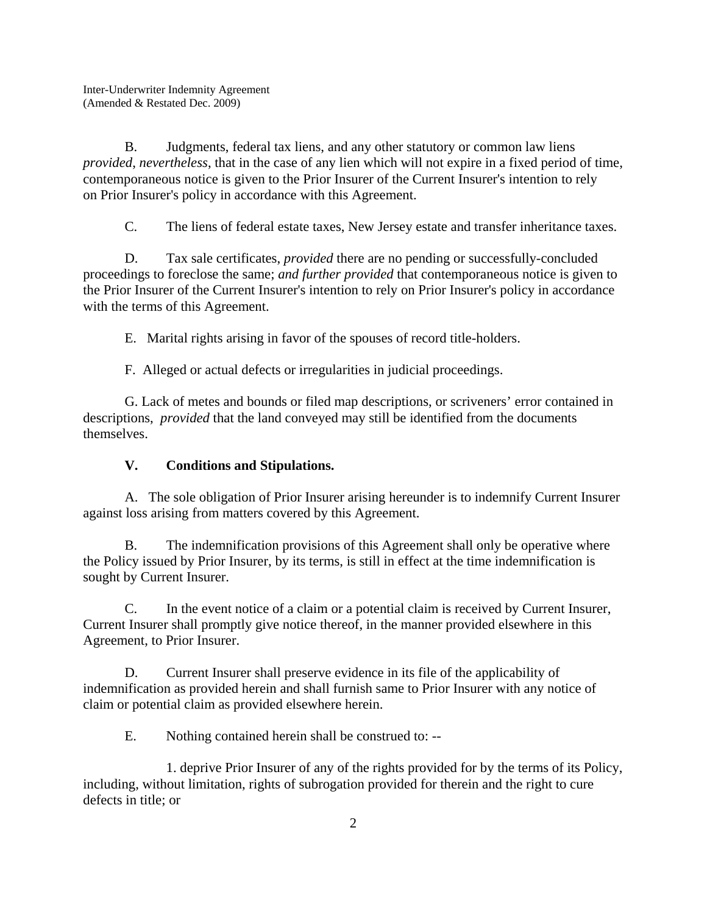B. Judgments, federal tax liens, and any other statutory or common law liens *provided*, *nevertheless*, that in the case of any lien which will not expire in a fixed period of time, contemporaneous notice is given to the Prior Insurer of the Current Insurer's intention to rely on Prior Insurer's policy in accordance with this Agreement.

C. The liens of federal estate taxes, New Jersey estate and transfer inheritance taxes.

D. Tax sale certificates, *provided* there are no pending or successfully-concluded proceedings to foreclose the same; *and further provided* that contemporaneous notice is given to the Prior Insurer of the Current Insurer's intention to rely on Prior Insurer's policy in accordance with the terms of this Agreement.

E. Marital rights arising in favor of the spouses of record title-holders.

F. Alleged or actual defects or irregularities in judicial proceedings.

G. Lack of metes and bounds or filed map descriptions, or scriveners' error contained in descriptions, *provided* that the land conveyed may still be identified from the documents themselves.

### V. Conditions and Stipulations.

A. The sole obligation of Prior Insurer arising hereunder is to indemnify Current Insurer against loss arising from matters covered by this Agreement.

B. The indemnification provisions of this Agreement shall only be operative where the Policy issued by Prior Insurer, by its terms, is still in effect at the time indemnification is sought by Current Insurer.

C. In the event notice of a claim or a potential claim is received by Current Insurer, Current Insurer shall promptly give notice thereof, in the manner provided elsewhere in this Agreement, to Prior Insurer.

D. Current Insurer shall preserve evidence in its file of the applicability of indemnification as provided herein and shall furnish same to Prior Insurer with any notice of claim or potential claim as provided elsewhere herein.

E. Nothing contained herein shall be construed to: --

1. deprive Prior Insurer of any of the rights provided for by the terms of its Policy, including, without limitation, rights of subrogation provided for therein and the right to cure defects in title; or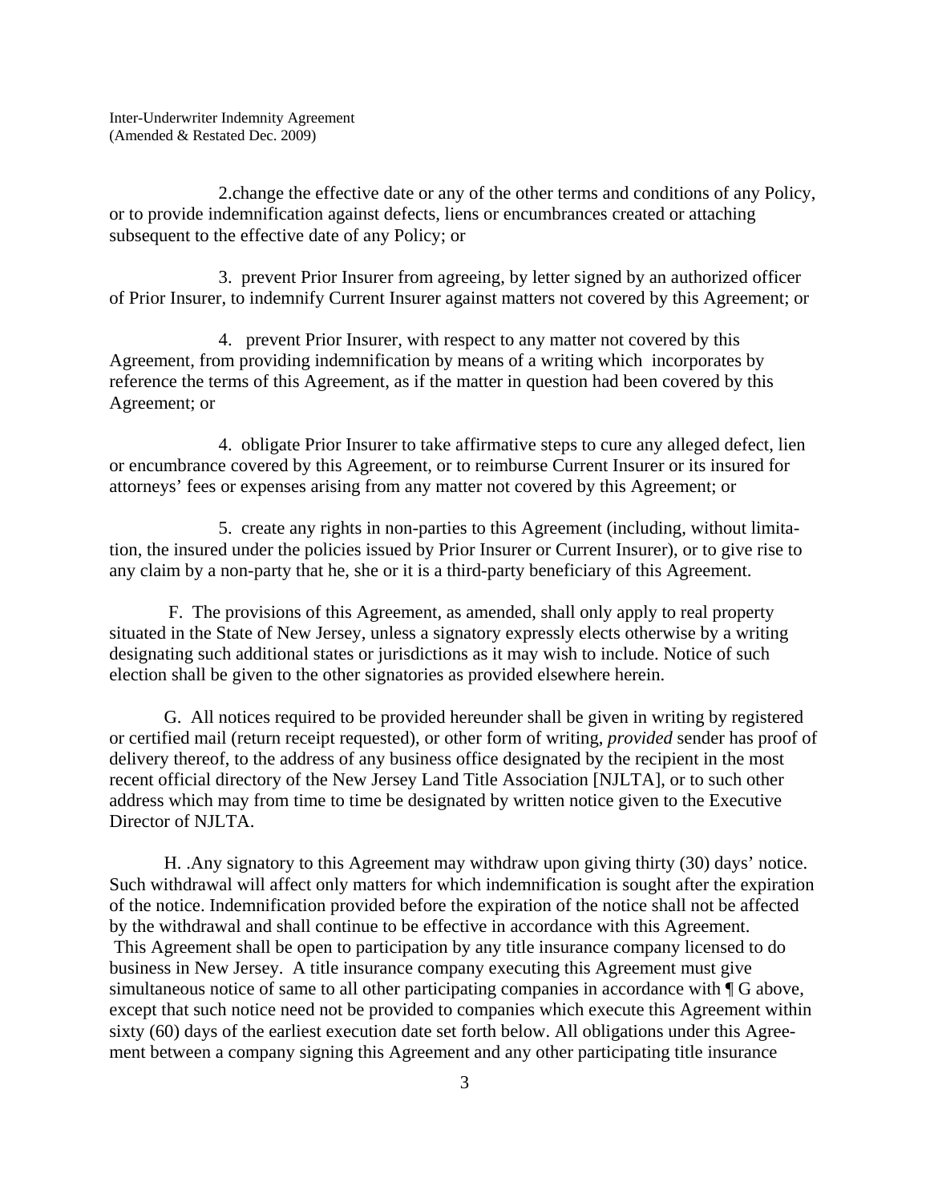2.change the effective date or any of the other terms and conditions of any Policy, or to provide indemnification against defects, liens or encumbrances created or attaching subsequent to the effective date of any Policy; or

3. prevent Prior Insurer from agreeing, by letter signed by an authorized officer of Prior Insurer, to indemnify Current Insurer against matters not covered by this Agreement; or

4. prevent Prior Insurer, with respect to any matter not covered by this Agreement, from providing indemnification by means of a writing which incorporates by reference the terms of this Agreement, as if the matter in question had been covered by this Agreement; or

4. obligate Prior Insurer to take affirmative steps to cure any alleged defect, lien or encumbrance covered by this Agreement, or to reimburse Current Insurer or its insured for attorneys' fees or expenses arising from any matter not covered by this Agreement; or

5. create any rights in non-parties to this Agreement (including, without limitation, the insured under the policies issued by Prior Insurer or Current Insurer), or to give rise to any claim by a non-party that he, she or it is a third-party beneficiary of this Agreement.

F. The provisions of this Agreement, as amended, shall only apply to real property situated in the State of New Jersey, unless a signatory expressly elects otherwise by a writing designating such additional states or jurisdictions as it may wish to include. Notice of such election shall be given to the other signatories as provided elsewhere herein.

G. All notices required to be provided hereunder shall be given in writing by registered or certified mail (return receipt requested), or other form of writing, *provided* sender has proof of delivery thereof, to the address of any business office designated by the recipient in the most recent official directory of the New Jersey Land Title Association [NJLTA], or to such other address which may from time to time be designated by written notice given to the Executive Director of NJLTA.

H. .Any signatory to this Agreement may withdraw upon giving thirty (30) days' notice. Such withdrawal will affect only matters for which indemnification is sought after the expiration of the notice. Indemnification provided before the expiration of the notice shall not be affected by the withdrawal and shall continue to be effective in accordance with this Agreement. This Agreement shall be open to participation by any title insurance company licensed to do business in New Jersey. A title insurance company executing this Agreement must give simultaneous notice of same to all other participating companies in accordance with ¶ G above, except that such notice need not be provided to companies which execute this Agreement within sixty (60) days of the earliest execution date set forth below. All obligations under this Agreement between a company signing this Agreement and any other participating title insurance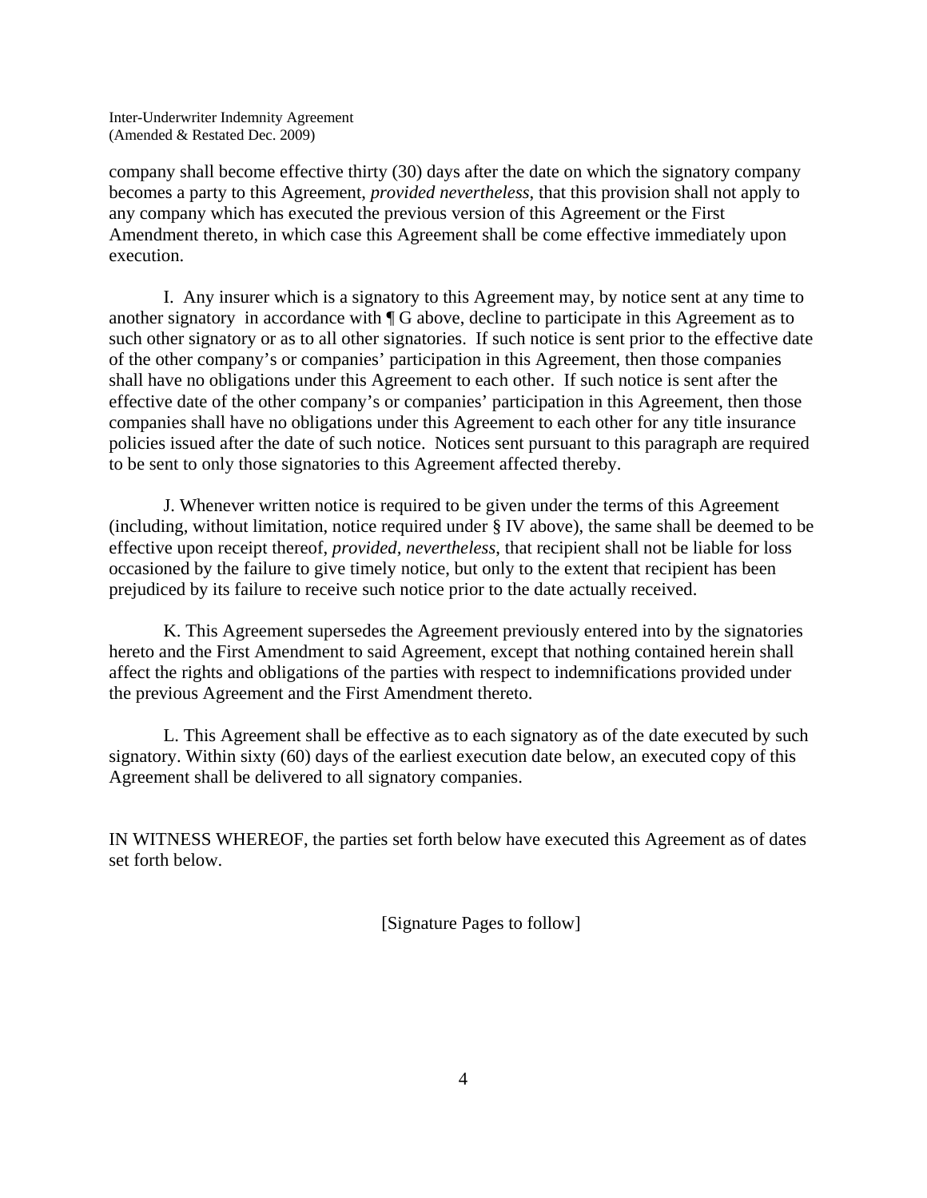company shall become effective thirty (30) days after the date on which the signatory company becomes a party to this Agreement, *provided nevertheless*, that this provision shall not apply to any company which has executed the previous version of this Agreement or the First Amendment thereto, in which case this Agreement shall be come effective immediately upon execution.

I. Any insurer which is a signatory to this Agreement may, by notice sent at any time to another signatory in accordance with ¶ G above, decline to participate in this Agreement as to such other signatory or as to all other signatories. If such notice is sent prior to the effective date of the other company's or companies' participation in this Agreement, then those companies shall have no obligations under this Agreement to each other. If such notice is sent after the effective date of the other company's or companies' participation in this Agreement, then those companies shall have no obligations under this Agreement to each other for any title insurance policies issued after the date of such notice. Notices sent pursuant to this paragraph are required to be sent to only those signatories to this Agreement affected thereby.

J. Whenever written notice is required to be given under the terms of this Agreement (including, without limitation, notice required under § IV above), the same shall be deemed to be effective upon receipt thereof, *provided, nevertheless*, that recipient shall not be liable for loss occasioned by the failure to give timely notice, but only to the extent that recipient has been prejudiced by its failure to receive such notice prior to the date actually received.

K. This Agreement supersedes the Agreement previously entered into by the signatories hereto and the First Amendment to said Agreement, except that nothing contained herein shall affect the rights and obligations of the parties with respect to indemnifications provided under the previous Agreement and the First Amendment thereto.

L. This Agreement shall be effective as to each signatory as of the date executed by such signatory. Within sixty (60) days of the earliest execution date below, an executed copy of this Agreement shall be delivered to all signatory companies.

IN WITNESS WHEREOF, the parties set forth below have executed this Agreement as of dates set forth below.

[Signature Pages to follow]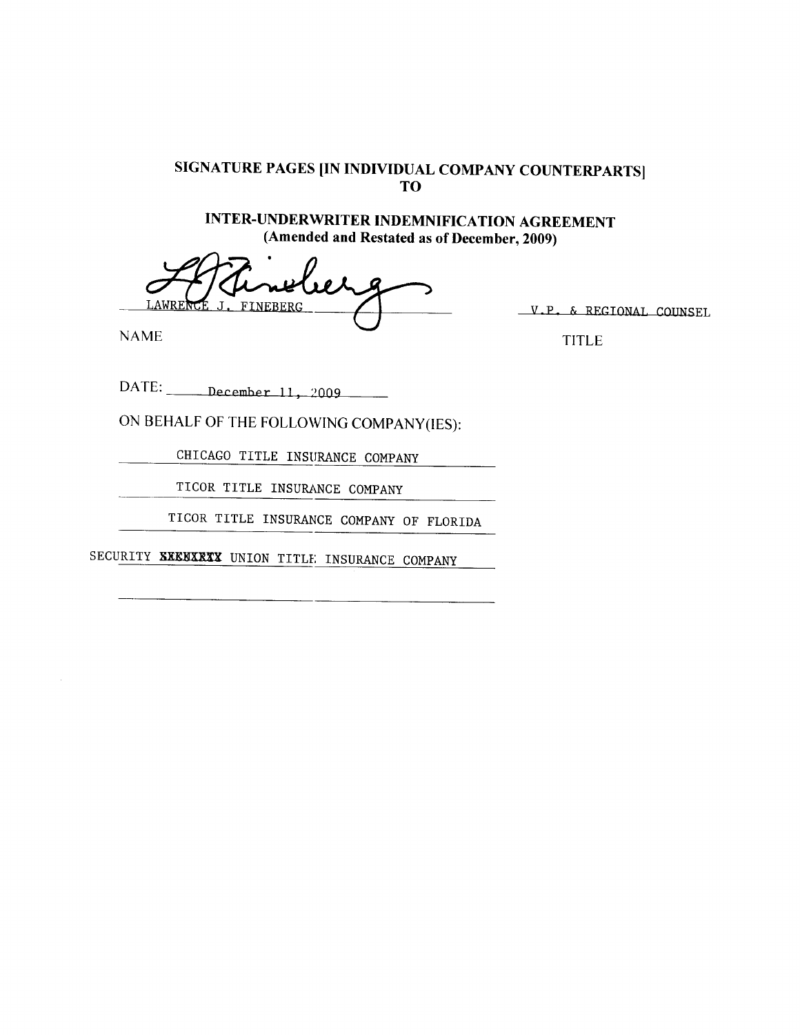# SIGNATURE PAGES [IN INDIVIDUAL COMPANY COUNTERPARTS]
# TO

## INTER-UNDERWRITER INDEMNIFICATION AGREEMENT
**(Amended and Restated as of December, 2009)**

LAWRENCE J. FINEBERG — V.P. & REGIONAL COUNSEL

NAME — TITLE

DATE: December 11, 2009

ON BEHALF OF THE FOLLOWING COMPANY(IES):

CHICAGO TITLE INSURANCE COMPANY

TICOR TITLE INSURANCE COMPANY

TICOR TITLE INSURANCE COMPANY OF FLORIDA

SECURITY XXXXXXXX UNION TITLE INSURANCE COMPANY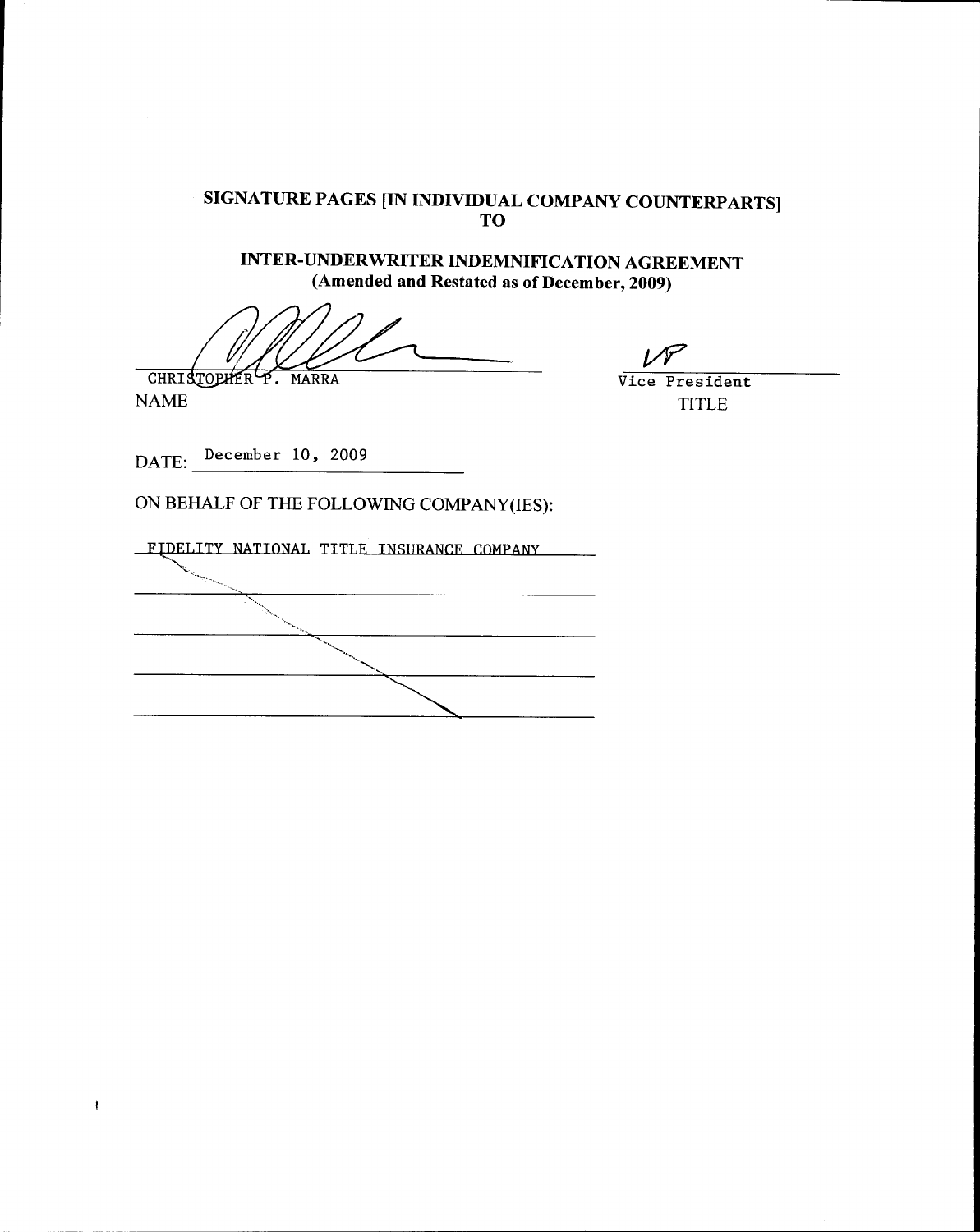## SIGNATURE PAGES [IN INDIVIDUAL COMPANY COUNTERPARTS] TO

## INTER-UNDERWRITER INDEMNIFICATION AGREEMENT (Amended and Restated as of December, 2009)

CHRISTOPHER P. MARRA
NAME

Vice President
TITLE

DATE: December 10, 2009

ON BEHALF OF THE FOLLOWING COMPANY(IES):

FIDELITY NATIONAL TITLE INSURANCE COMPANY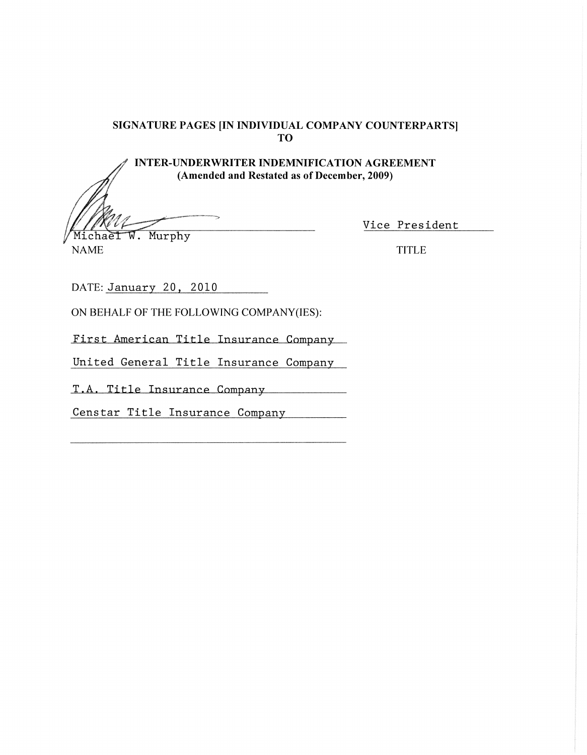**SIGNATURE PAGES [IN INDIVIDUAL COMPANY COUNTERPARTS]**
**TO**

**INTER-UNDERWRITER INDEMNIFICATION AGREEMENT**
**(Amended and Restated as of December, 2009)**

Michael W. Murphy — Vice President

NAME — TITLE

DATE: January 20, 2010

ON BEHALF OF THE FOLLOWING COMPANY(IES):

First American Title Insurance Company

United General Title Insurance Company

T.A. Title Insurance Company

Censtar Title Insurance Company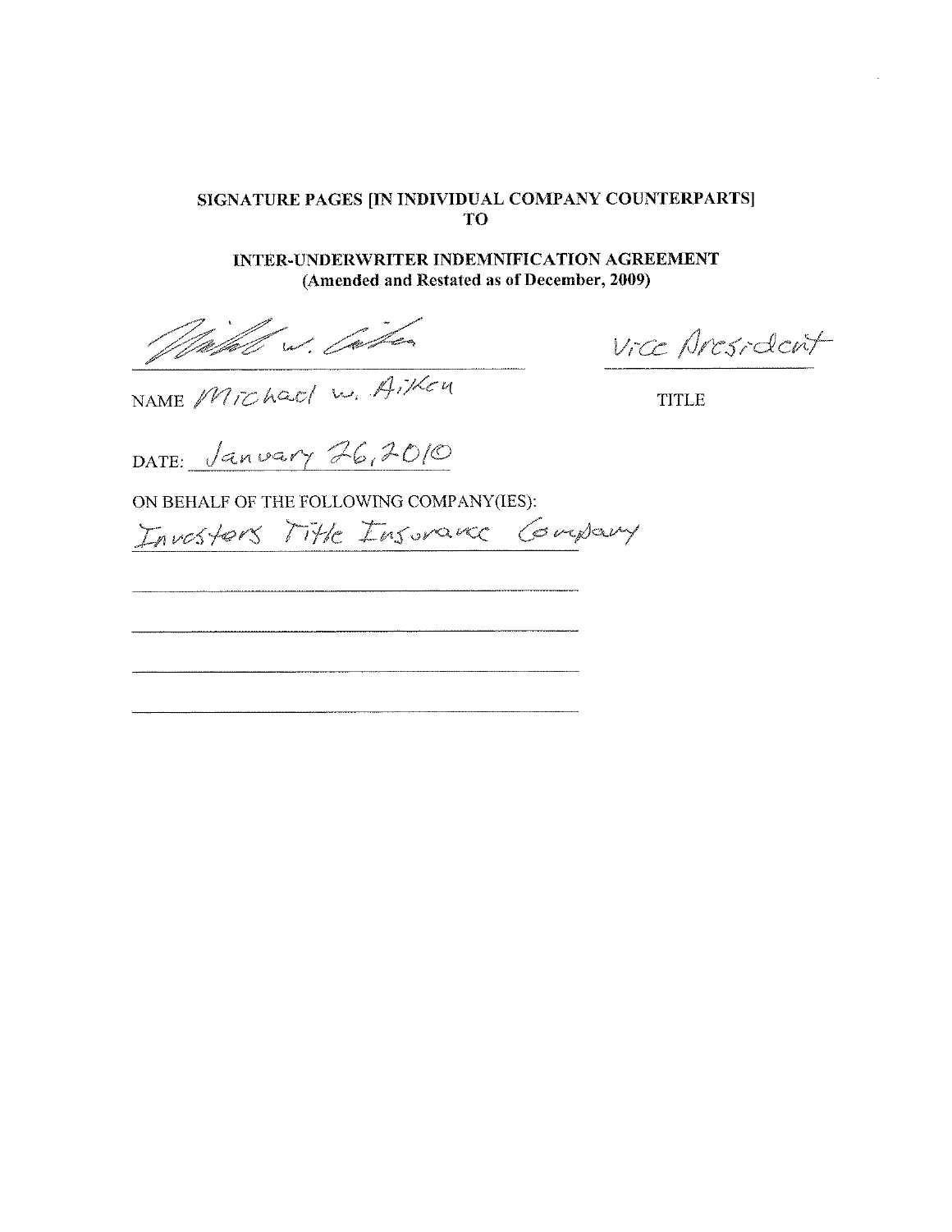**SIGNATURE PAGES [IN INDIVIDUAL COMPANY COUNTERPARTS]**
**TO**

**INTER-UNDERWRITER INDEMNIFICATION AGREEMENT**
**(Amended and Restated as of December, 2009)**

_______________________________ Vice President

NAME Michael W. Aiken TITLE

DATE: January 26, 2010

ON BEHALF OF THE FOLLOWING COMPANY(IES):

Investors Title Insurance Company

_______________________________

_______________________________

_______________________________

_______________________________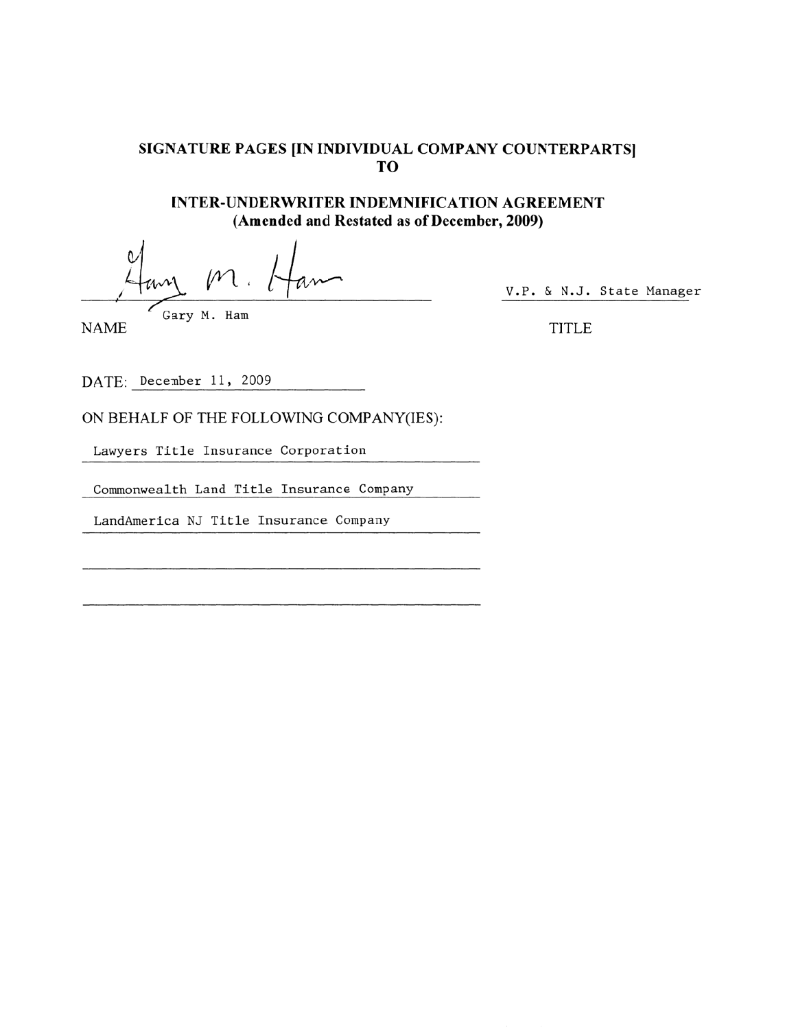**SIGNATURE PAGES [IN INDIVIDUAL COMPANY COUNTERPARTS] TO**

**INTER-UNDERWRITER INDEMNIFICATION AGREEMENT (Amended and Restated as of December, 2009)**

Gary M. Ham

NAME: Gary M. Ham

TITLE: V.P. & N.J. State Manager

DATE: December 11, 2009

ON BEHALF OF THE FOLLOWING COMPANY(IES):

Lawyers Title Insurance Corporation

Commonwealth Land Title Insurance Company

LandAmerica NJ Title Insurance Company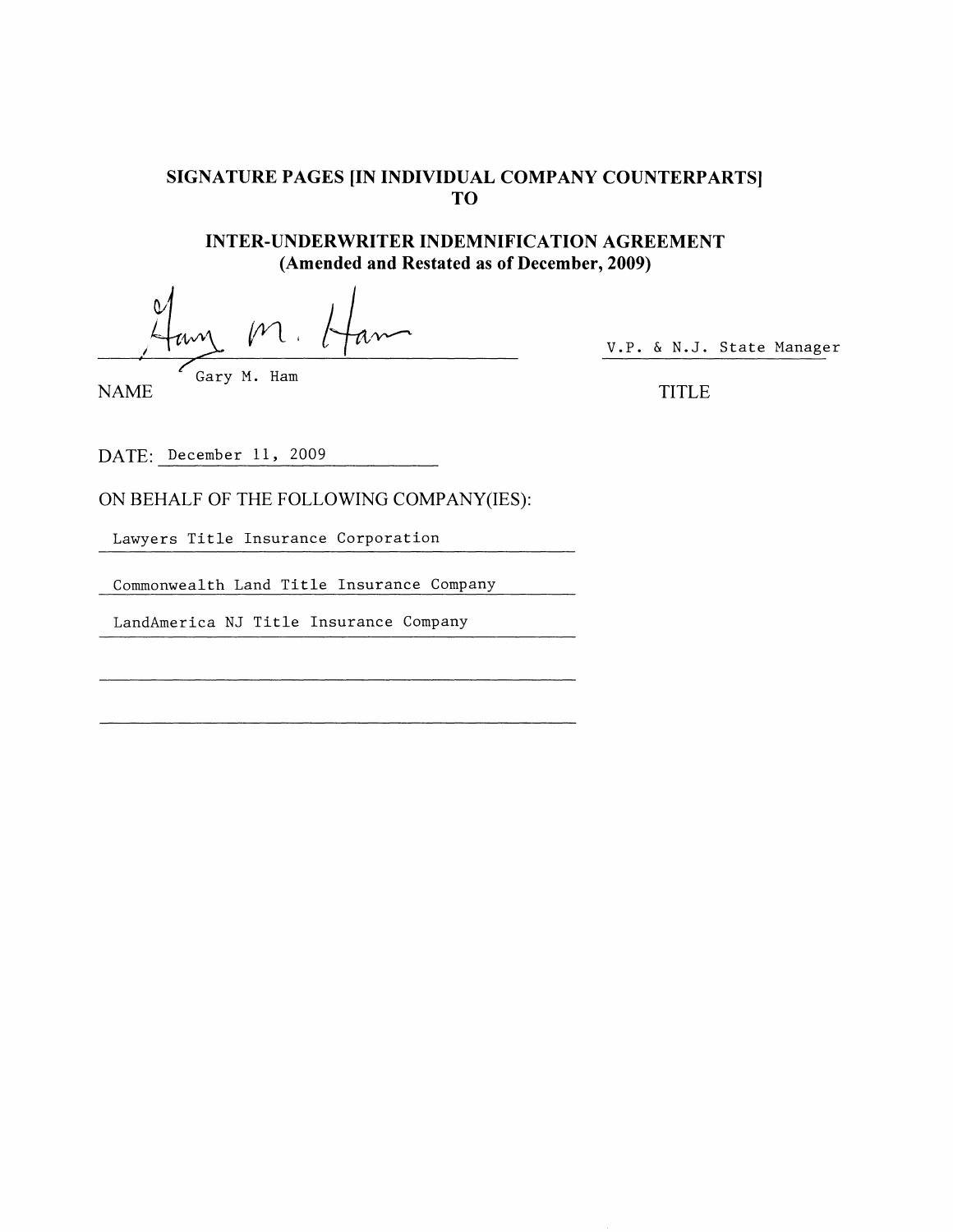**SIGNATURE PAGES [IN INDIVIDUAL COMPANY COUNTERPARTS]**
**TO**

**INTER-UNDERWRITER INDEMNIFICATION AGREEMENT**
**(Amended and Restated as of December, 2009)**

Gary M. Ham — V.P. & N.J. State Manager

NAME — TITLE

DATE: December 11, 2009

ON BEHALF OF THE FOLLOWING COMPANY(IES):

Lawyers Title Insurance Corporation

Commonwealth Land Title Insurance Company

LandAmerica NJ Title Insurance Company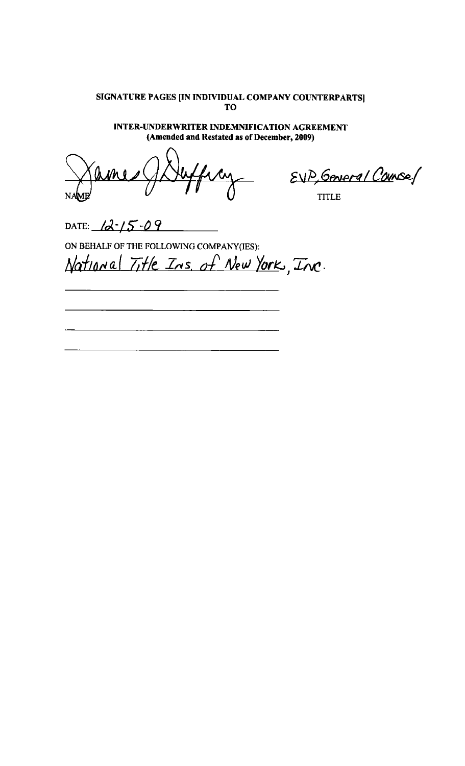**SIGNATURE PAGES [IN INDIVIDUAL COMPANY COUNTERPARTS]**
**TO**

**INTER-UNDERWRITER INDEMNIFICATION AGREEMENT**
**(Amended and Restated as of December, 2009)**

James J Duffey — NAME

EVP, General Counsel — TITLE

DATE: 12-15-09

ON BEHALF OF THE FOLLOWING COMPANY(IES):

National Title Ins. of New York, Inc.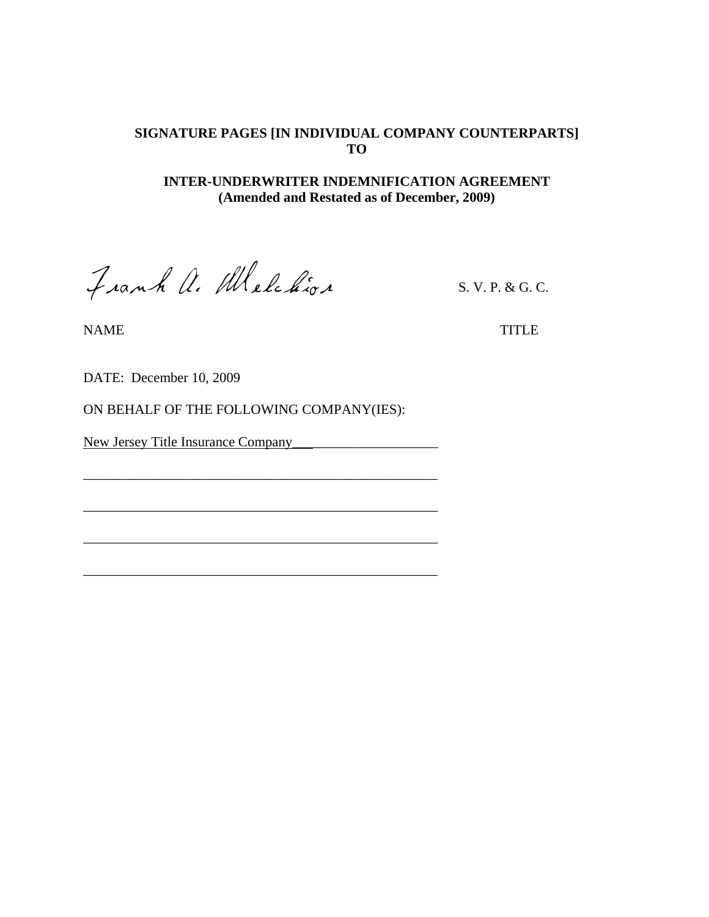**SIGNATURE PAGES [IN INDIVIDUAL COMPANY COUNTERPARTS] TO**

**INTER-UNDERWRITER INDEMNIFICATION AGREEMENT (Amended and Restated as of December, 2009)**

Frank A. Melchior S. V. P. & G. C.

NAME TITLE

DATE: December 10, 2009

ON BEHALF OF THE FOLLOWING COMPANY(IES):

New Jersey Title Insurance Company\_\_\_\_\_\_\_\_\_\_\_\_\_\_\_\_\_\_\_\_\_\_

\_\_\_\_\_\_\_\_\_\_\_\_\_\_\_\_\_\_\_\_\_\_\_\_\_\_\_\_\_\_\_\_\_\_\_\_\_\_\_\_\_\_\_\_\_\_\_\_\_\_

\_\_\_\_\_\_\_\_\_\_\_\_\_\_\_\_\_\_\_\_\_\_\_\_\_\_\_\_\_\_\_\_\_\_\_\_\_\_\_\_\_\_\_\_\_\_\_\_\_\_

\_\_\_\_\_\_\_\_\_\_\_\_\_\_\_\_\_\_\_\_\_\_\_\_\_\_\_\_\_\_\_\_\_\_\_\_\_\_\_\_\_\_\_\_\_\_\_\_\_\_

\_\_\_\_\_\_\_\_\_\_\_\_\_\_\_\_\_\_\_\_\_\_\_\_\_\_\_\_\_\_\_\_\_\_\_\_\_\_\_\_\_\_\_\_\_\_\_\_\_\_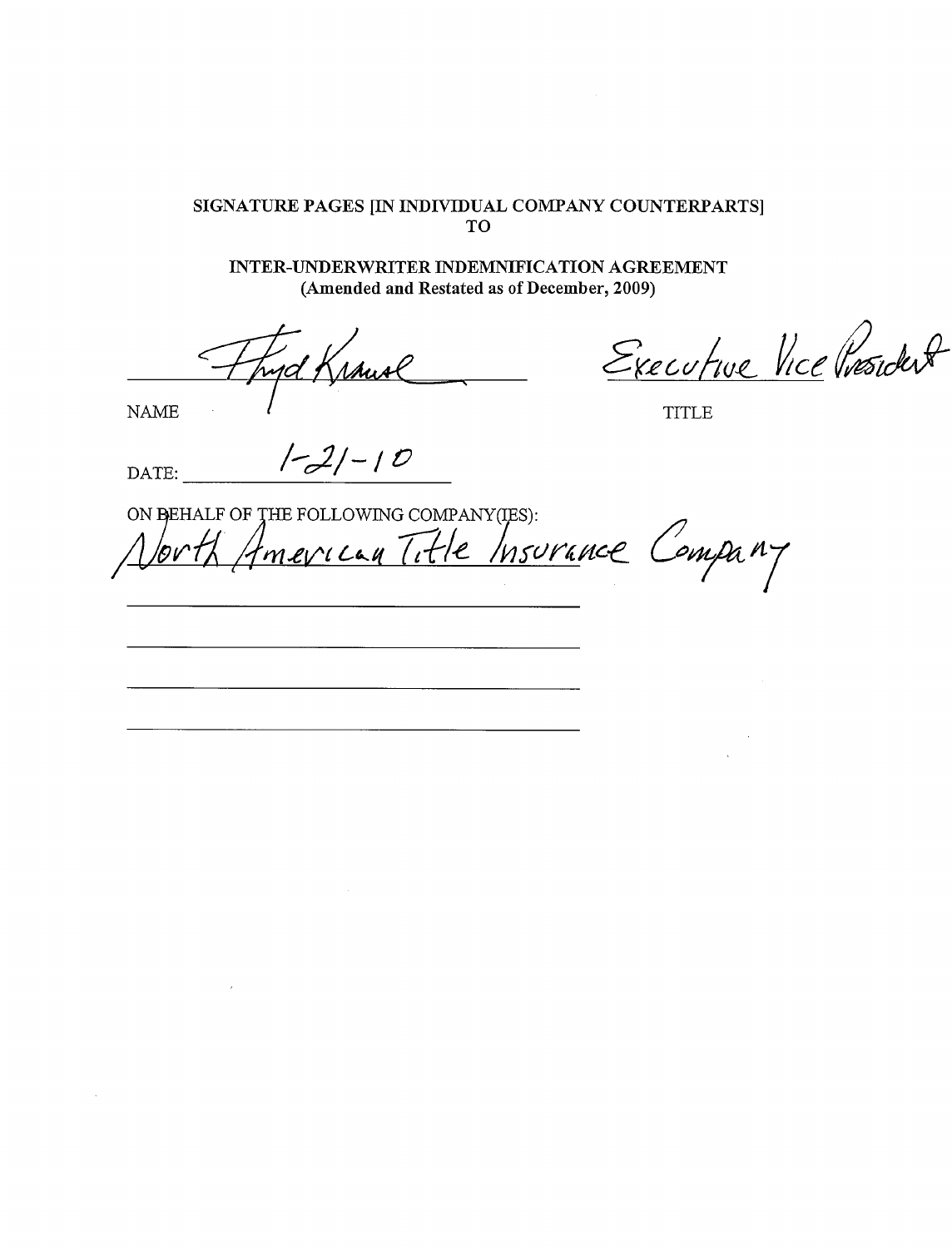**SIGNATURE PAGES [IN INDIVIDUAL COMPANY COUNTERPARTS]**
**TO**

**INTER-UNDERWRITER INDEMNIFICATION AGREEMENT**
**(Amended and Restated as of December, 2009)**

Floyd Krause — Executive Vice President

NAME — TITLE

DATE: 1-21-10

ON BEHALF OF THE FOLLOWING COMPANY(IES):

North American Title Insurance Company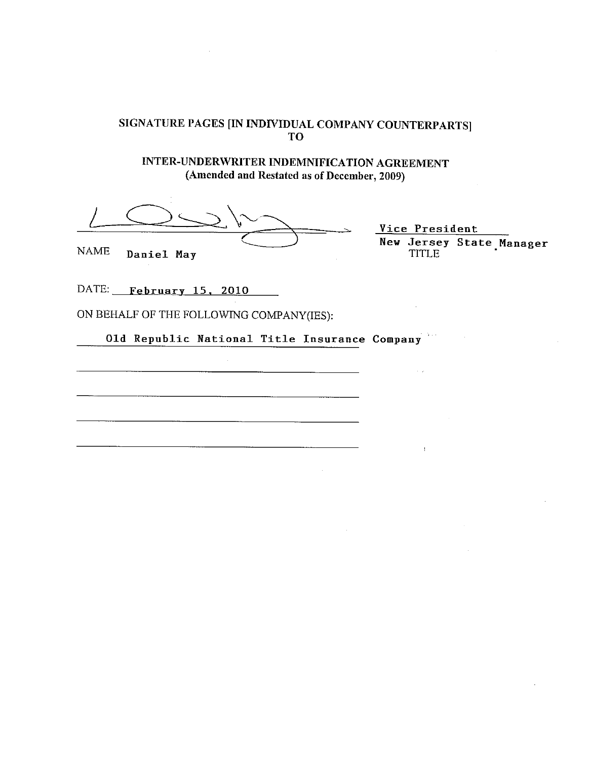## SIGNATURE PAGES [IN INDIVIDUAL COMPANY COUNTERPARTS] TO

## INTER-UNDERWRITER INDEMNIFICATION AGREEMENT
**(Amended and Restated as of December, 2009)**

NAME Daniel May

Vice President
New Jersey State Manager
TITLE

DATE: February 15, 2010

ON BEHALF OF THE FOLLOWING COMPANY(IES):

Old Republic National Title Insurance Company

______________________________

______________________________

______________________________

______________________________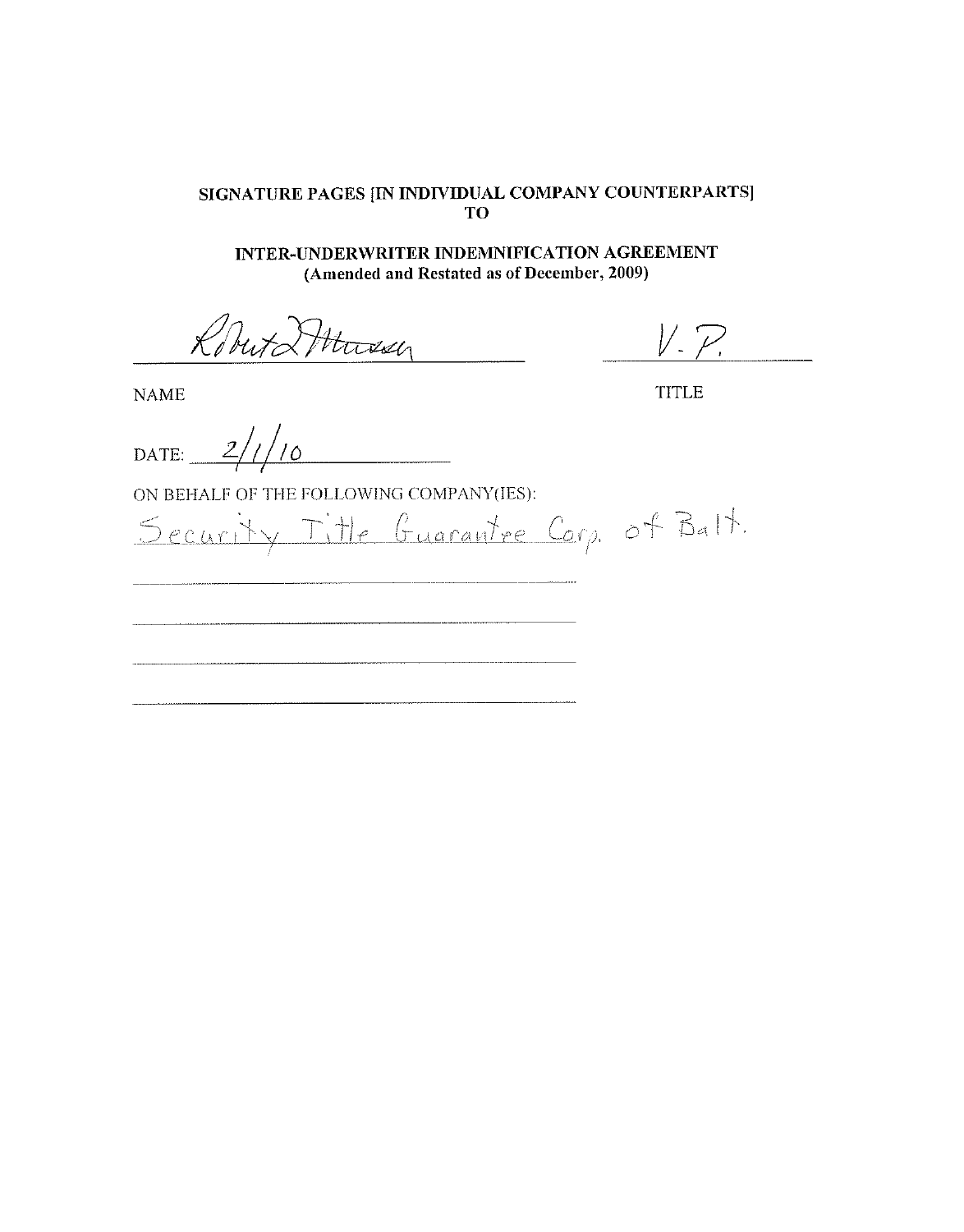**SIGNATURE PAGES [IN INDIVIDUAL COMPANY COUNTERPARTS]**
**TO**

**INTER-UNDERWRITER INDEMNIFICATION AGREEMENT**
**(Amended and Restated as of December, 2009)**

Robert D Mussen ______________________ V. P. ______________

NAME TITLE

DATE: 2/1/10

ON BEHALF OF THE FOLLOWING COMPANY(IES):

Security Title Guarantee Corp. of Balt.

______________________________

______________________________

______________________________

______________________________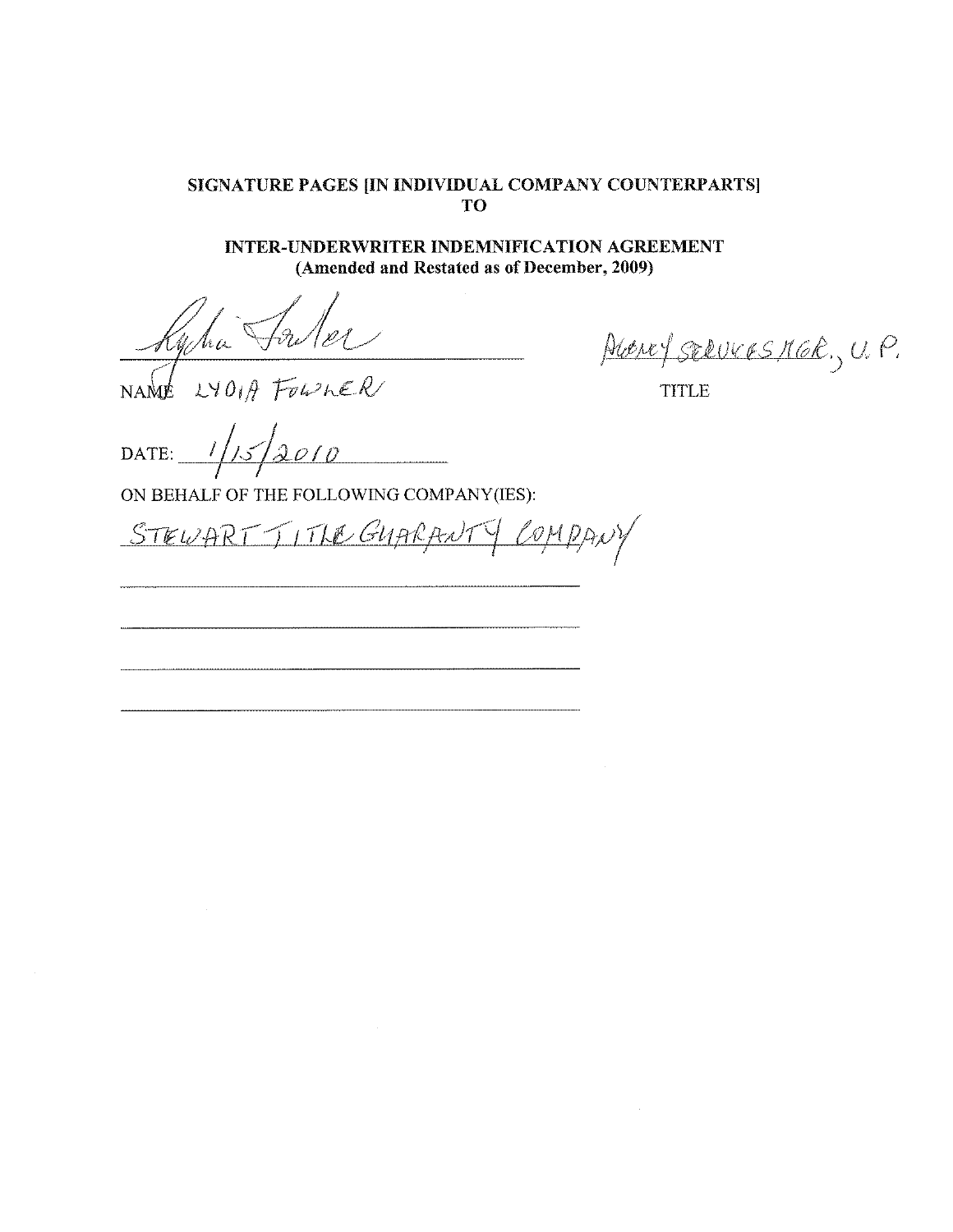**SIGNATURE PAGES [IN INDIVIDUAL COMPANY COUNTERPARTS]**
**TO**

**INTER-UNDERWRITER INDEMNIFICATION AGREEMENT**
**(Amended and Restated as of December, 2009)**

*Lydia Fowler*
NAME LYDIA FOWLER

AGENCY SERVICES MGR., V.P.
TITLE

DATE: 1/15/2010

ON BEHALF OF THE FOLLOWING COMPANY(IES):

STEWART TITLE GUARANTY COMPANY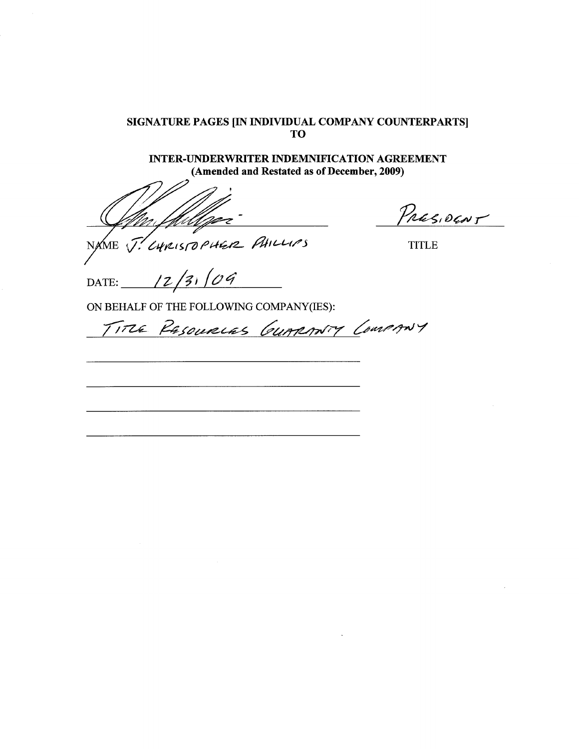**SIGNATURE PAGES [IN INDIVIDUAL COMPANY COUNTERPARTS]**
**TO**

**INTER-UNDERWRITER INDEMNIFICATION AGREEMENT**
**(Amended and Restated as of December, 2009)**

_______________________________ PRESIDENT

NAME J. CHRISTOPHER PHILLIPS TITLE

DATE: 12/31/09

ON BEHALF OF THE FOLLOWING COMPANY(IES):

TITLE RESOURCES GUARANTY COMPANY

_______________________________

_______________________________

_______________________________

_______________________________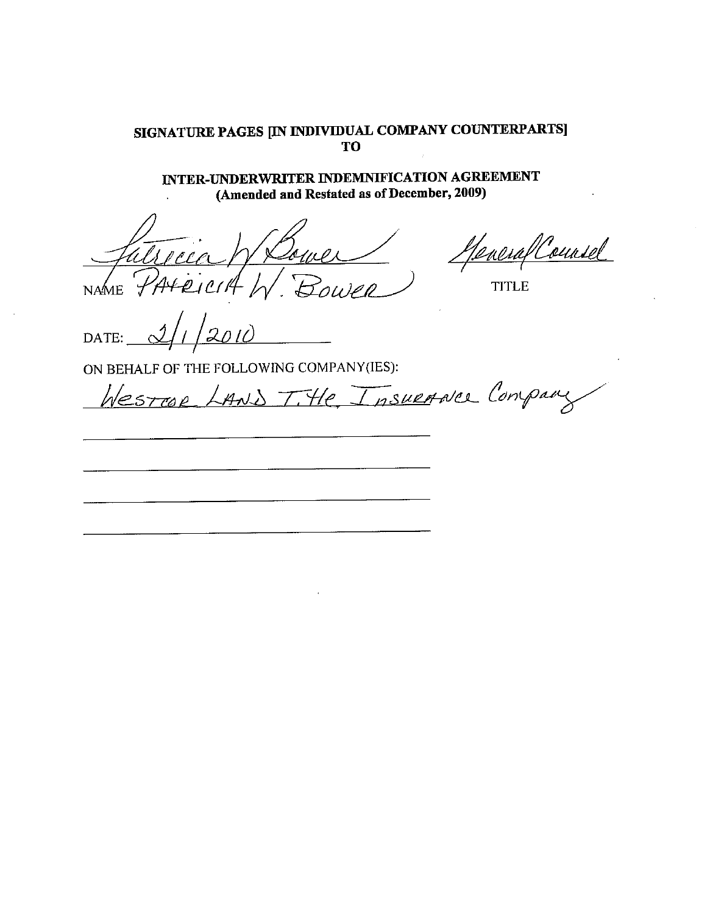**SIGNATURE PAGES [IN INDIVIDUAL COMPANY COUNTERPARTS]**
**TO**

**INTER-UNDERWRITER INDEMNIFICATION AGREEMENT**
**(Amended and Restated as of December, 2009)**

Patricia W Bower — General Counsel

NAME PATRICIA W. BOWER — TITLE

DATE: 2/1/2010

ON BEHALF OF THE FOLLOWING COMPANY(IES):

Westcor Land Title Insurance Company

\_\_\_\_\_\_\_\_\_\_\_\_\_\_\_\_\_\_\_\_\_\_\_\_\_\_\_\_\_\_\_\_\_\_\_\_\_\_\_\_

\_\_\_\_\_\_\_\_\_\_\_\_\_\_\_\_\_\_\_\_\_\_\_\_\_\_\_\_\_\_\_\_\_\_\_\_\_\_\_\_

\_\_\_\_\_\_\_\_\_\_\_\_\_\_\_\_\_\_\_\_\_\_\_\_\_\_\_\_\_\_\_\_\_\_\_\_\_\_\_\_

\_\_\_\_\_\_\_\_\_\_\_\_\_\_\_\_\_\_\_\_\_\_\_\_\_\_\_\_\_\_\_\_\_\_\_\_\_\_\_\_